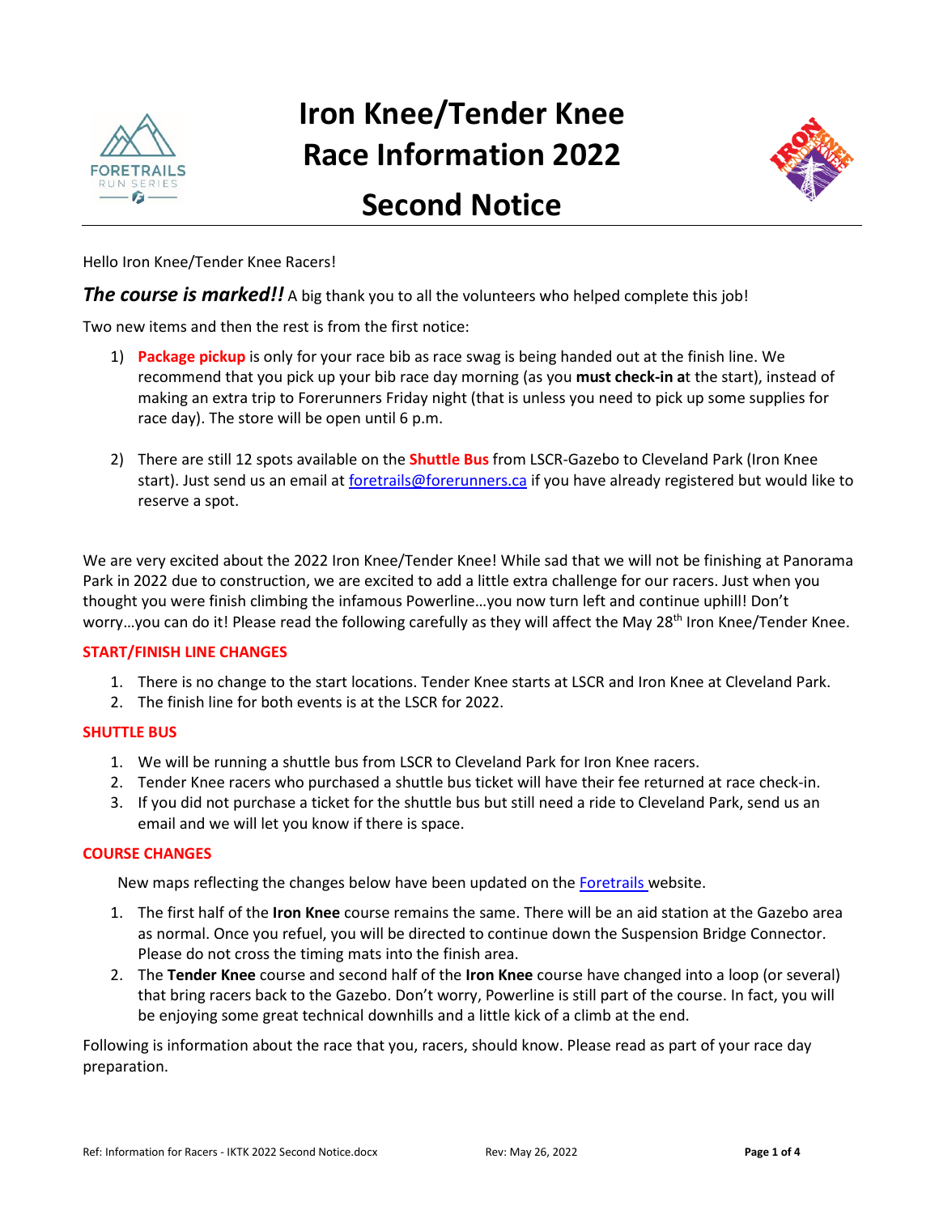# Iron Knee/Tender Knee Race Information 2022

# Second Notice

Hello Iron Knee/Tender Knee Racers!

***The course is marked!!*** A big thank you to all the volunteers who helped complete this job!

Two new items and then the rest is from the first notice:

1) **Package pickup** is only for your race bib as race swag is being handed out at the finish line. We recommend that you pick up your bib race day morning (as you **must check-in a**t the start), instead of making an extra trip to Forerunners Friday night (that is unless you need to pick up some supplies for race day). The store will be open until 6 p.m.

2) There are still 12 spots available on the **Shuttle Bus** from LSCR-Gazebo to Cleveland Park (Iron Knee start). Just send us an email at [foretrails@forerunners.ca](mailto:foretrails@forerunners.ca) if you have already registered but would like to reserve a spot.

We are very excited about the 2022 Iron Knee/Tender Knee! While sad that we will not be finishing at Panorama Park in 2022 due to construction, we are excited to add a little extra challenge for our racers. Just when you thought you were finish climbing the infamous Powerline…you now turn left and continue uphill! Don't worry…you can do it! Please read the following carefully as they will affect the May 28th Iron Knee/Tender Knee.

### START/FINISH LINE CHANGES

1. There is no change to the start locations. Tender Knee starts at LSCR and Iron Knee at Cleveland Park.
2. The finish line for both events is at the LSCR for 2022.

### SHUTTLE BUS

1. We will be running a shuttle bus from LSCR to Cleveland Park for Iron Knee racers.
2. Tender Knee racers who purchased a shuttle bus ticket will have their fee returned at race check-in.
3. If you did not purchase a ticket for the shuttle bus but still need a ride to Cleveland Park, send us an email and we will let you know if there is space.

### COURSE CHANGES

New maps reflecting the changes below have been updated on the Foretrails website.

1. The first half of the **Iron Knee** course remains the same. There will be an aid station at the Gazebo area as normal. Once you refuel, you will be directed to continue down the Suspension Bridge Connector. Please do not cross the timing mats into the finish area.
2. The **Tender Knee** course and second half of the **Iron Knee** course have changed into a loop (or several) that bring racers back to the Gazebo. Don't worry, Powerline is still part of the course. In fact, you will be enjoying some great technical downhills and a little kick of a climb at the end.

Following is information about the race that you, racers, should know. Please read as part of your race day preparation.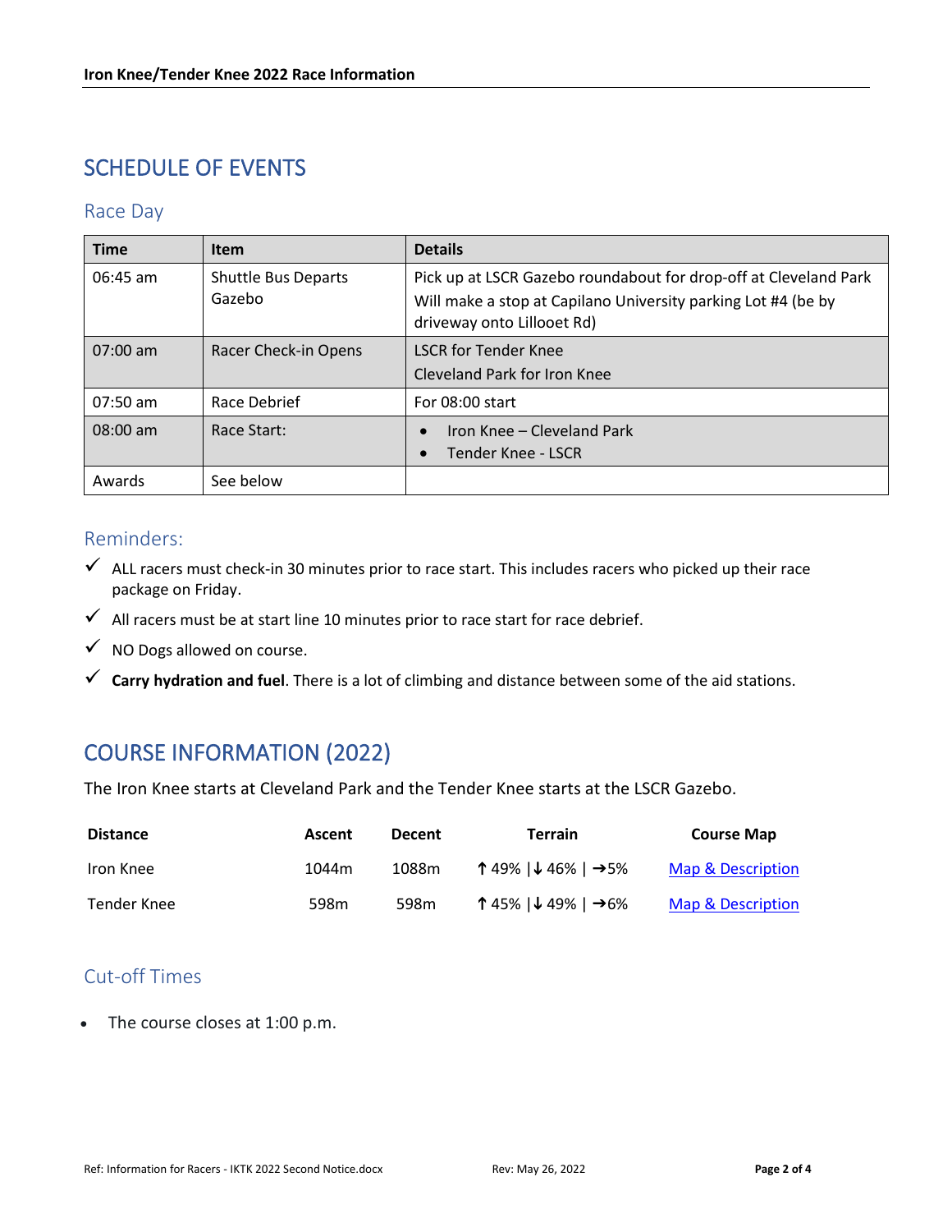# SCHEDULE OF EVENTS

## Race Day

| Time | Item | Details |
|---|---|---|
| 06:45 am | Shuttle Bus Departs Gazebo | Pick up at LSCR Gazebo roundabout for drop-off at Cleveland Park<br>Will make a stop at Capilano University parking Lot #4 (be by driveway onto Lillooet Rd) |
| 07:00 am | Racer Check-in Opens | LSCR for Tender Knee<br>Cleveland Park for Iron Knee |
| 07:50 am | Race Debrief | For 08:00 start |
| 08:00 am | Race Start: | • Iron Knee – Cleveland Park<br>• Tender Knee - LSCR |
| Awards | See below | |

## Reminders:

- ✓ ALL racers must check-in 30 minutes prior to race start. This includes racers who picked up their race package on Friday.
- ✓ All racers must be at start line 10 minutes prior to race start for race debrief.
- ✓ NO Dogs allowed on course.
- ✓ **Carry hydration and fuel**. There is a lot of climbing and distance between some of the aid stations.

# COURSE INFORMATION (2022)

The Iron Knee starts at Cleveland Park and the Tender Knee starts at the LSCR Gazebo.

| Distance | Ascent | Decent | Terrain | Course Map |
|---|---|---|---|---|
| Iron Knee | 1044m | 1088m | ↑ 49% \|↓ 46% \| →5% | Map & Description |
| Tender Knee | 598m | 598m | ↑ 45% \|↓ 49% \| →6% | Map & Description |

## Cut-off Times

- The course closes at 1:00 p.m.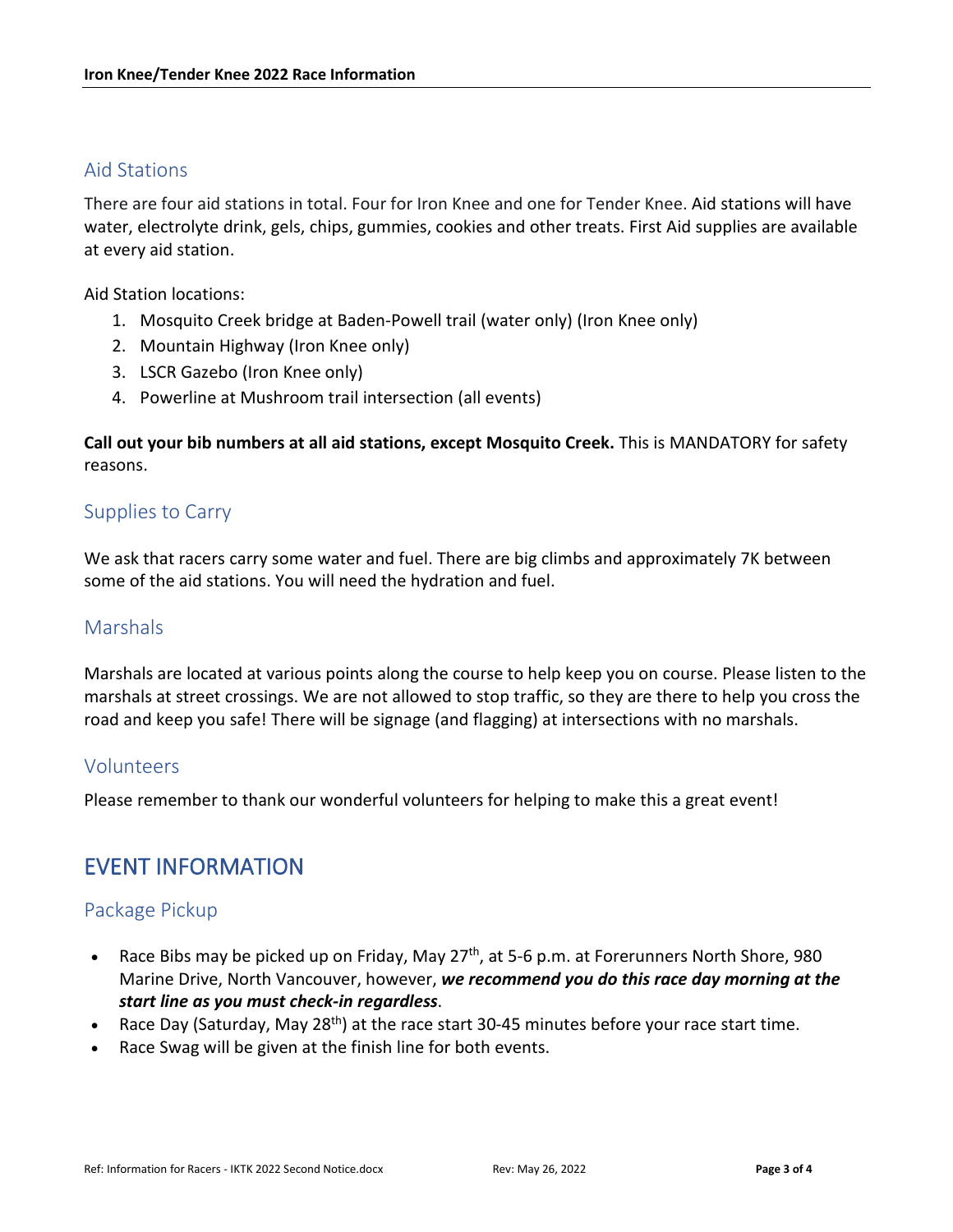## Aid Stations

There are four aid stations in total. Four for Iron Knee and one for Tender Knee. Aid stations will have water, electrolyte drink, gels, chips, gummies, cookies and other treats. First Aid supplies are available at every aid station.

Aid Station locations:

1. Mosquito Creek bridge at Baden-Powell trail (water only) (Iron Knee only)
2. Mountain Highway (Iron Knee only)
3. LSCR Gazebo (Iron Knee only)
4. Powerline at Mushroom trail intersection (all events)

**Call out your bib numbers at all aid stations, except Mosquito Creek.** This is MANDATORY for safety reasons.

## Supplies to Carry

We ask that racers carry some water and fuel. There are big climbs and approximately 7K between some of the aid stations. You will need the hydration and fuel.

## Marshals

Marshals are located at various points along the course to help keep you on course. Please listen to the marshals at street crossings. We are not allowed to stop traffic, so they are there to help you cross the road and keep you safe! There will be signage (and flagging) at intersections with no marshals.

## Volunteers

Please remember to thank our wonderful volunteers for helping to make this a great event!

# EVENT INFORMATION

## Package Pickup

- Race Bibs may be picked up on Friday, May 27th, at 5-6 p.m. at Forerunners North Shore, 980 Marine Drive, North Vancouver, however, ***we recommend you do this race day morning at the start line as you must check-in regardless***.
- Race Day (Saturday, May 28th) at the race start 30-45 minutes before your race start time.
- Race Swag will be given at the finish line for both events.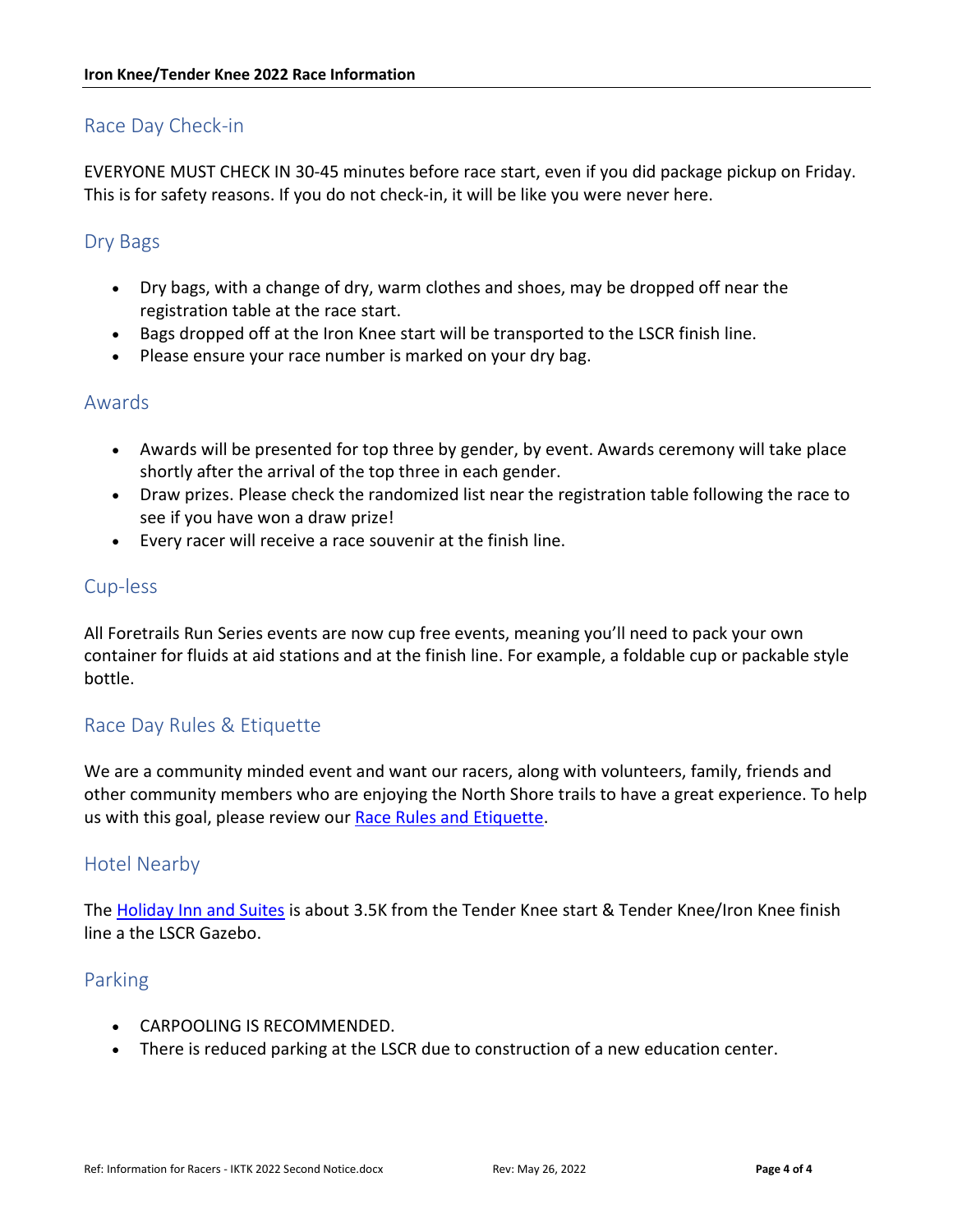## Race Day Check-in

EVERYONE MUST CHECK IN 30-45 minutes before race start, even if you did package pickup on Friday. This is for safety reasons. If you do not check-in, it will be like you were never here.

## Dry Bags

- Dry bags, with a change of dry, warm clothes and shoes, may be dropped off near the registration table at the race start.
- Bags dropped off at the Iron Knee start will be transported to the LSCR finish line.
- Please ensure your race number is marked on your dry bag.

## Awards

- Awards will be presented for top three by gender, by event. Awards ceremony will take place shortly after the arrival of the top three in each gender.
- Draw prizes. Please check the randomized list near the registration table following the race to see if you have won a draw prize!
- Every racer will receive a race souvenir at the finish line.

## Cup-less

All Foretrails Run Series events are now cup free events, meaning you'll need to pack your own container for fluids at aid stations and at the finish line. For example, a foldable cup or packable style bottle.

## Race Day Rules & Etiquette

We are a community minded event and want our racers, along with volunteers, family, friends and other community members who are enjoying the North Shore trails to have a great experience. To help us with this goal, please review our Race Rules and Etiquette.

## Hotel Nearby

The Holiday Inn and Suites is about 3.5K from the Tender Knee start & Tender Knee/Iron Knee finish line a the LSCR Gazebo.

## Parking

- CARPOOLING IS RECOMMENDED.
- There is reduced parking at the LSCR due to construction of a new education center.